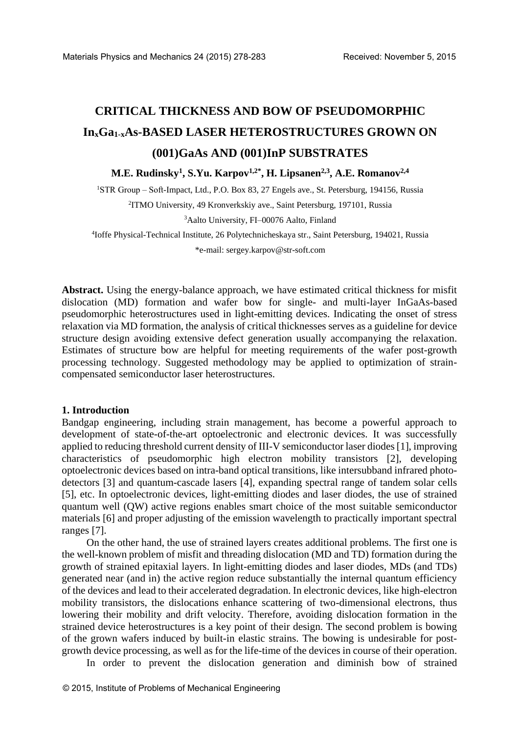# CRITICAL THICKNESS AND BOW OF PSEUDOMORPHIC $In_xGa_{1-x}As$-BASED LASER HETEROSTRUCTURES GROWN ON (001)GaAs AND (001)InP SUBSTRATES

**M.E. Rudinsky[1], S.Yu. Karpov[1,2*], H. Lipsanen[2,3], A.E. Romanov[2,4]**

[1]STR Group – Soft-Impact, Ltd., P.O. Box 83, 27 Engels ave., St. Petersburg, 194156, Russia

[2]ITMO University, 49 Kronverkskiy ave., Saint Petersburg, 197101, Russia

[3]Aalto University, FI–00076 Aalto, Finland

[4]Ioffe Physical-Technical Institute, 26 Polytechnicheskaya str., Saint Petersburg, 194021, Russia

*e-mail: sergey.karpov@str-soft.com

**Abstract.** Using the energy-balance approach, we have estimated critical thickness for misfit dislocation (MD) formation and wafer bow for single- and multi-layer InGaAs-based pseudomorphic heterostructures used in light-emitting devices. Indicating the onset of stress relaxation via MD formation, the analysis of critical thicknesses serves as a guideline for device structure design avoiding extensive defect generation usually accompanying the relaxation. Estimates of structure bow are helpful for meeting requirements of the wafer post-growth processing technology. Suggested methodology may be applied to optimization of strain-compensated semiconductor laser heterostructures.

## 1. Introduction

Bandgap engineering, including strain management, has become a powerful approach to development of state-of-the-art optoelectronic and electronic devices. It was successfully applied to reducing threshold current density of III-V semiconductor laser diodes [1], improving characteristics of pseudomorphic high electron mobility transistors [2], developing optoelectronic devices based on intra-band optical transitions, like intersubband infrared photo-detectors [3] and quantum-cascade lasers [4], expanding spectral range of tandem solar cells [5], etc. In optoelectronic devices, light-emitting diodes and laser diodes, the use of strained quantum well (QW) active regions enables smart choice of the most suitable semiconductor materials [6] and proper adjusting of the emission wavelength to practically important spectral ranges [7].

On the other hand, the use of strained layers creates additional problems. The first one is the well-known problem of misfit and threading dislocation (MD and TD) formation during the growth of strained epitaxial layers. In light-emitting diodes and laser diodes, MDs (and TDs) generated near (and in) the active region reduce substantially the internal quantum efficiency of the devices and lead to their accelerated degradation. In electronic devices, like high-electron mobility transistors, the dislocations enhance scattering of two-dimensional electrons, thus lowering their mobility and drift velocity. Therefore, avoiding dislocation formation in the strained device heterostructures is a key point of their design. The second problem is bowing of the grown wafers induced by built-in elastic strains. The bowing is undesirable for post-growth device processing, as well as for the life-time of the devices in course of their operation.

In order to prevent the dislocation generation and diminish bow of strained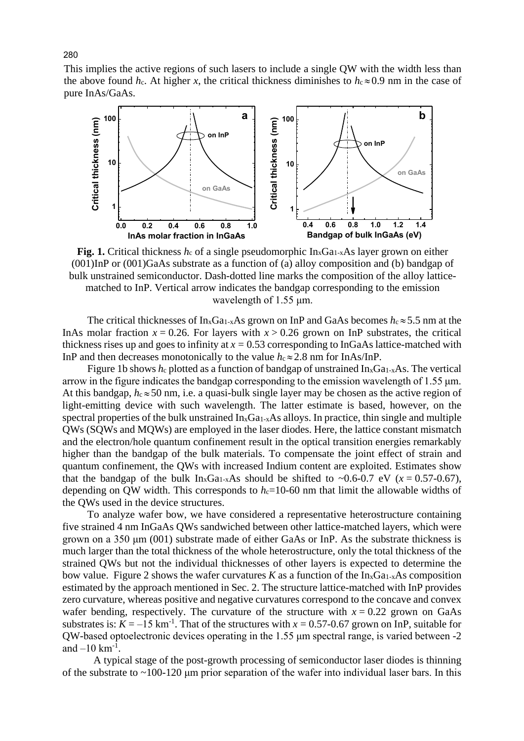This implies the active regions of such lasers to include a single QW with the width less than the above found $h_c$. At higher $x$, the critical thickness diminishes to $h_c \approx 0.9$ nm in the case of pure InAs/GaAs.

**Fig. 1.** Critical thickness $h_c$ of a single pseudomorphic $In_xGa_{1-x}As$ layer grown on either (001)InP or (001)GaAs substrate as a function of (a) alloy composition and (b) bandgap of bulk unstrained semiconductor. Dash-dotted line marks the composition of the alloy lattice-matched to InP. Vertical arrow indicates the bandgap corresponding to the emission wavelength of 1.55 μm.

The critical thicknesses of $In_xGa_{1-x}As$ grown on InP and GaAs becomes $h_c \approx 5.5$ nm at the InAs molar fraction $x = 0.26$. For layers with $x > 0.26$ grown on InP substrates, the critical thickness rises up and goes to infinity at $x = 0.53$ corresponding to InGaAs lattice-matched with InP and then decreases monotonically to the value $h_c \approx 2.8$ nm for InAs/InP.

Figure 1b shows $h_c$ plotted as a function of bandgap of unstrained $In_xGa_{1-x}As$. The vertical arrow in the figure indicates the bandgap corresponding to the emission wavelength of 1.55 μm. At this bandgap, $h_c \approx 50$ nm, i.e. a quasi-bulk single layer may be chosen as the active region of light-emitting device with such wavelength. The latter estimate is based, however, on the spectral properties of the bulk unstrained $In_xGa_{1-x}As$ alloys. In practice, thin single and multiple QWs (SQWs and MQWs) are employed in the laser diodes. Here, the lattice constant mismatch and the electron/hole quantum confinement result in the optical transition energies remarkably higher than the bandgap of the bulk materials. To compensate the joint effect of strain and quantum confinement, the QWs with increased Indium content are exploited. Estimates show that the bandgap of the bulk $In_xGa_{1-x}As$ should be shifted to ~0.6-0.7 eV ($x = 0.57$-$0.67$), depending on QW width. This corresponds to $h_c$=10-60 nm that limit the allowable widths of the QWs used in the device structures.

To analyze wafer bow, we have considered a representative heterostructure containing five strained 4 nm InGaAs QWs sandwiched between other lattice-matched layers, which were grown on a 350 μm (001) substrate made of either GaAs or InP. As the substrate thickness is much larger than the total thickness of the whole heterostructure, only the total thickness of the strained QWs but not the individual thicknesses of other layers is expected to determine the bow value. Figure 2 shows the wafer curvatures $K$ as a function of the $In_xGa_{1-x}As$ composition estimated by the approach mentioned in Sec. 2. The structure lattice-matched with InP provides zero curvature, whereas positive and negative curvatures correspond to the concave and convex wafer bending, respectively. The curvature of the structure with $x = 0.22$ grown on GaAs substrates is: $K = -15$ km$^{-1}$. That of the structures with $x = 0.57$-$0.67$ grown on InP, suitable for QW-based optoelectronic devices operating in the 1.55 μm spectral range, is varied between -2 and $-10$ km$^{-1}$.

A typical stage of the post-growth processing of semiconductor laser diodes is thinning of the substrate to ~100-120 μm prior separation of the wafer into individual laser bars. In this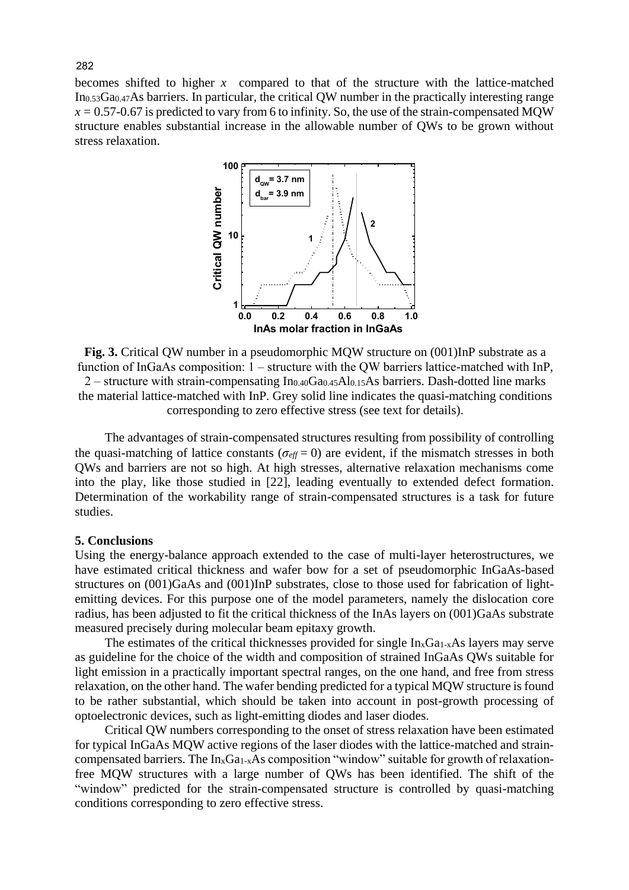becomes shifted to higher $x$ compared to that of the structure with the lattice-matched $In_{0.53}Ga_{0.47}As$ barriers. In particular, the critical QW number in the practically interesting range $x = 0.57$-$0.67$ is predicted to vary from 6 to infinity. So, the use of the strain-compensated MQW structure enables substantial increase in the allowable number of QWs to be grown without stress relaxation.

**Fig. 3.** Critical QW number in a pseudomorphic MQW structure on (001)InP substrate as a function of InGaAs composition: 1 – structure with the QW barriers lattice-matched with InP, 2 – structure with strain-compensating $In_{0.40}Ga_{0.45}Al_{0.15}As$ barriers. Dash-dotted line marks the material lattice-matched with InP. Grey solid line indicates the quasi-matching conditions corresponding to zero effective stress (see text for details).

The advantages of strain-compensated structures resulting from possibility of controlling the quasi-matching of lattice constants ($\sigma_{eff} = 0$) are evident, if the mismatch stresses in both QWs and barriers are not so high. At high stresses, alternative relaxation mechanisms come into the play, like those studied in [22], leading eventually to extended defect formation. Determination of the workability range of strain-compensated structures is a task for future studies.

## 5. Conclusions

Using the energy-balance approach extended to the case of multi-layer heterostructures, we have estimated critical thickness and wafer bow for a set of pseudomorphic InGaAs-based structures on (001)GaAs and (001)InP substrates, close to those used for fabrication of light-emitting devices. For this purpose one of the model parameters, namely the dislocation core radius, has been adjusted to fit the critical thickness of the InAs layers on (001)GaAs substrate measured precisely during molecular beam epitaxy growth.

The estimates of the critical thicknesses provided for single $In_xGa_{1-x}As$ layers may serve as guideline for the choice of the width and composition of strained InGaAs QWs suitable for light emission in a practically important spectral ranges, on the one hand, and free from stress relaxation, on the other hand. The wafer bending predicted for a typical MQW structure is found to be rather substantial, which should be taken into account in post-growth processing of optoelectronic devices, such as light-emitting diodes and laser diodes.

Critical QW numbers corresponding to the onset of stress relaxation have been estimated for typical InGaAs MQW active regions of the laser diodes with the lattice-matched and strain-compensated barriers. The $In_xGa_{1-x}As$ composition "window" suitable for growth of relaxation-free MQW structures with a large number of QWs has been identified. The shift of the "window" predicted for the strain-compensated structure is controlled by quasi-matching conditions corresponding to zero effective stress.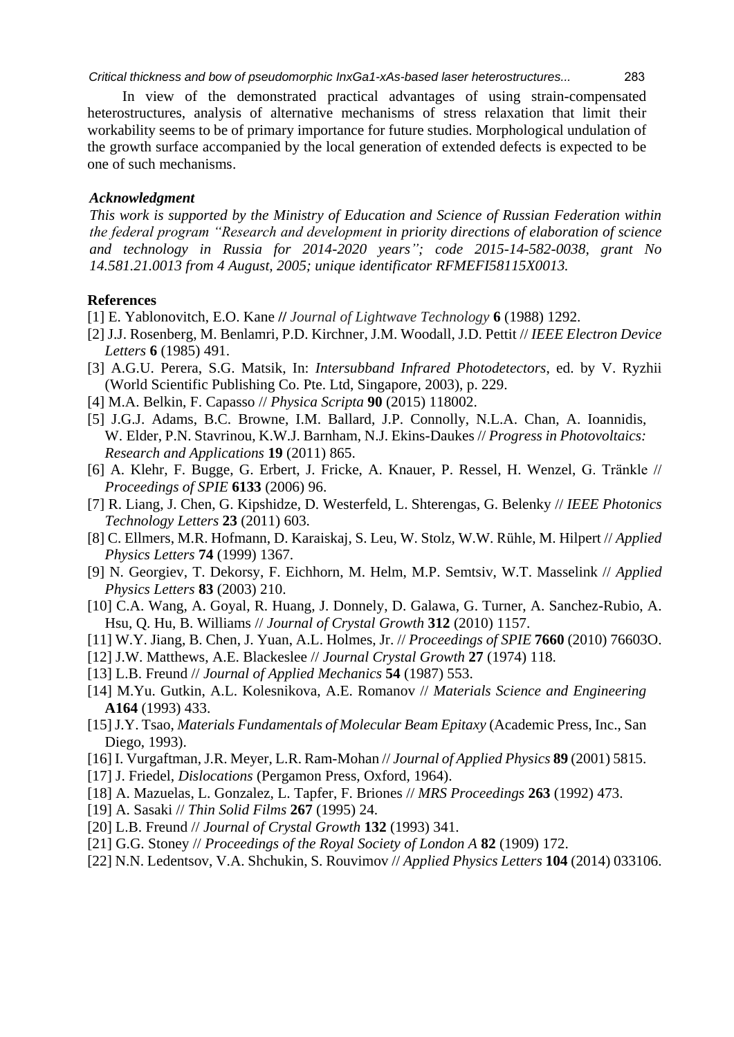In view of the demonstrated practical advantages of using strain-compensated heterostructures, analysis of alternative mechanisms of stress relaxation that limit their workability seems to be of primary importance for future studies. Morphological undulation of the growth surface accompanied by the local generation of extended defects is expected to be one of such mechanisms.

### Acknowledgment

*This work is supported by the Ministry of Education and Science of Russian Federation within the federal program "Research and development in priority directions of elaboration of science and technology in Russia for 2014-2020 years"; code 2015-14-582-0038, grant No 14.581.21.0013 from 4 August, 2005; unique identificator RFMEFI58115X0013.*

### References

[1] E. Yablonovitch, E.O. Kane // *Journal of Lightwave Technology* **6** (1988) 1292.

[2] J.J. Rosenberg, M. Benlamri, P.D. Kirchner, J.M. Woodall, J.D. Pettit // *IEEE Electron Device Letters* **6** (1985) 491.

[3] A.G.U. Perera, S.G. Matsik, In: *Intersubband Infrared Photodetectors*, ed. by V. Ryzhii (World Scientific Publishing Co. Pte. Ltd, Singapore, 2003), p. 229.

[4] M.A. Belkin, F. Capasso // *Physica Scripta* **90** (2015) 118002.

[5] J.G.J. Adams, B.C. Browne, I.M. Ballard, J.P. Connolly, N.L.A. Chan, A. Ioannidis, W. Elder, P.N. Stavrinou, K.W.J. Barnham, N.J. Ekins-Daukes // *Progress in Photovoltaics: Research and Applications* **19** (2011) 865.

[6] A. Klehr, F. Bugge, G. Erbert, J. Fricke, A. Knauer, P. Ressel, H. Wenzel, G. Tränkle // *Proceedings of SPIE* **6133** (2006) 96.

[7] R. Liang, J. Chen, G. Kipshidze, D. Westerfeld, L. Shterengas, G. Belenky // *IEEE Photonics Technology Letters* **23** (2011) 603.

[8] C. Ellmers, M.R. Hofmann, D. Karaiskaj, S. Leu, W. Stolz, W.W. Rühle, M. Hilpert // *Applied Physics Letters* **74** (1999) 1367.

[9] N. Georgiev, T. Dekorsy, F. Eichhorn, M. Helm, M.P. Semtsiv, W.T. Masselink // *Applied Physics Letters* **83** (2003) 210.

[10] C.A. Wang, A. Goyal, R. Huang, J. Donnely, D. Galawa, G. Turner, A. Sanchez-Rubio, A. Hsu, Q. Hu, B. Williams // *Journal of Crystal Growth* **312** (2010) 1157.

[11] W.Y. Jiang, B. Chen, J. Yuan, A.L. Holmes, Jr. // *Proceedings of SPIE* **7660** (2010) 76603O.

[12] J.W. Matthews, A.E. Blackeslee // *Journal Crystal Growth* **27** (1974) 118.

[13] L.B. Freund // *Journal of Applied Mechanics* **54** (1987) 553.

[14] M.Yu. Gutkin, A.L. Kolesnikova, A.E. Romanov // *Materials Science and Engineering* **A164** (1993) 433.

[15] J.Y. Tsao, *Materials Fundamentals of Molecular Beam Epitaxy* (Academic Press, Inc., San Diego, 1993).

[16] I. Vurgaftman, J.R. Meyer, L.R. Ram-Mohan // *Journal of Applied Physics* **89** (2001) 5815.

[17] J. Friedel, *Dislocations* (Pergamon Press, Oxford, 1964).

[18] A. Mazuelas, L. Gonzalez, L. Tapfer, F. Briones // *MRS Proceedings* **263** (1992) 473.

[19] A. Sasaki // *Thin Solid Films* **267** (1995) 24.

[20] L.B. Freund // *Journal of Crystal Growth* **132** (1993) 341.

[21] G.G. Stoney // *Proceedings of the Royal Society of London A* **82** (1909) 172.

[22] N.N. Ledentsov, V.A. Shchukin, S. Rouvimov // *Applied Physics Letters* **104** (2014) 033106.